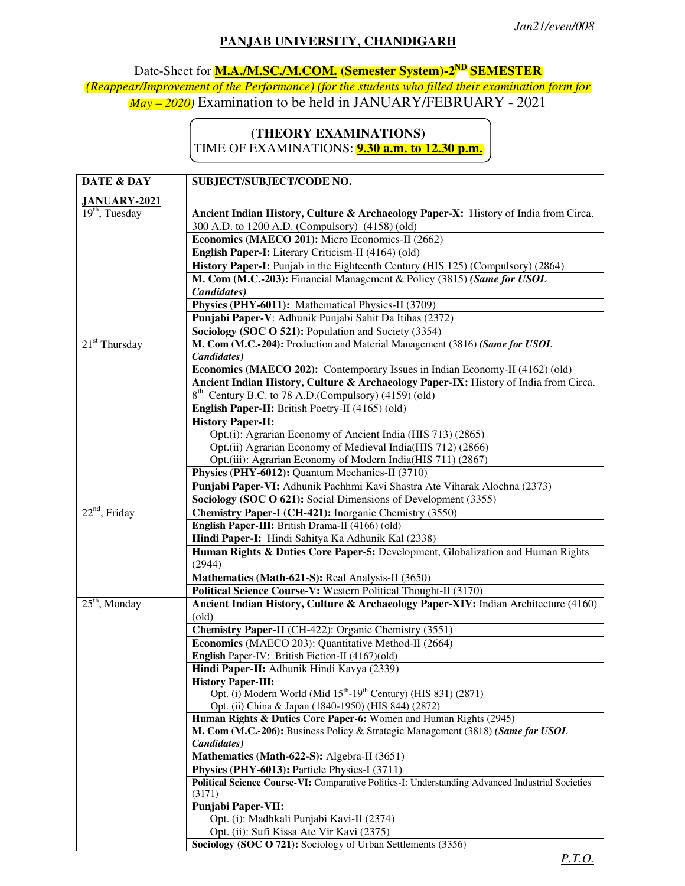*Jan21/even/008*

# PANJAB UNIVERSITY, CHANDIGARH

## Date-Sheet for **M.A./M.SC./M.COM. (Semester System)-2ND SEMESTER**

*(Reappear/Improvement of the Performance) (for the students who filled their examination form for May – 2020)* Examination to be held in JANUARY/FEBRUARY - 2021

**(THEORY EXAMINATIONS)**
TIME OF EXAMINATIONS: **9.30 a.m. to 12.30 p.m.**

| DATE & DAY | SUBJECT/SUBJECT/CODE NO. |
|---|---|
| **JANUARY-2021** 19th, Tuesday | **Ancient Indian History, Culture & Archaeology Paper-X:** History of India from Circa. 300 A.D. to 1200 A.D. (Compulsory) (4158) (old) |
| | **Economics (MAECO 201):** Micro Economics-II (2662) |
| | **English Paper-I:** Literary Criticism-II (4164) (old) |
| | **History Paper-I:** Punjab in the Eighteenth Century (HIS 125) (Compulsory) (2864) |
| | **M. Com (M.C.-203):** Financial Management & Policy (3815) ***(Same for USOL Candidates)*** |
| | **Physics (PHY-6011):** Mathematical Physics-II (3709) |
| | **Punjabi Paper-V**: Adhunik Punjabi Sahit Da Itihas (2372) |
| | **Sociology (SOC O 521):** Population and Society (3354) |
| 21st Thursday | **M. Com (M.C.-204):** Production and Material Management (3816) ***(Same for USOL Candidates)*** |
| | **Economics (MAECO 202):** Contemporary Issues in Indian Economy-II (4162) (old) |
| | **Ancient Indian History, Culture & Archaeology Paper-IX:** History of India from Circa. 8th Century B.C. to 78 A.D.(Compulsory) (4159) (old) |
| | **English Paper-II:** British Poetry-II (4165) (old) |
| | **History Paper-II:** Opt.(i): Agrarian Economy of Ancient India (HIS 713) (2865) Opt.(ii) Agrarian Economy of Medieval India(HIS 712) (2866) Opt.(iii): Agrarian Economy of Modern India(HIS 711) (2867) |
| | **Physics (PHY-6012):** Quantum Mechanics-II (3710) |
| | **Punjabi Paper-VI:** Adhunik Pachhmi Kavi Shastra Ate Viharak Alochna (2373) |
| | **Sociology (SOC O 621):** Social Dimensions of Development (3355) |
| 22nd, Friday | **Chemistry Paper-I (CH-421):** Inorganic Chemistry (3550) |
| | **English Paper-III:** British Drama-II (4166) (old) |
| | **Hindi Paper-I:** Hindi Sahitya Ka Adhunik Kal (2338) |
| | **Human Rights & Duties Core Paper-5:** Development, Globalization and Human Rights (2944) |
| | **Mathematics (Math-621-S):** Real Analysis-II (3650) |
| | **Political Science Course-V:** Western Political Thought-II (3170) |
| 25th, Monday | **Ancient Indian History, Culture & Archaeology Paper-XIV:** Indian Architecture (4160) (old) |
| | **Chemistry Paper-II** (CH-422): Organic Chemistry (3551) |
| | **Economics** (MAECO 203): Quantitative Method-II (2664) |
| | **English** Paper-IV: British Fiction-II (4167)(old) |
| | **Hindi Paper-II:** Adhunik Hindi Kavya (2339) |
| | **History Paper-III:** Opt. (i) Modern World (Mid 15th-19th Century) (HIS 831) (2871) Opt. (ii) China & Japan (1840-1950) (HIS 844) (2872) |
| | **Human Rights & Duties Core Paper-6:** Women and Human Rights (2945) |
| | **M. Com (M.C.-206):** Business Policy & Strategic Management (3818) ***(Same for USOL Candidates)*** |
| | **Mathematics (Math-622-S):** Algebra-II (3651) |
| | **Physics (PHY-6013):** Particle Physics-I (3711) |
| | **Political Science Course-VI:** Comparative Politics-I: Understanding Advanced Industrial Societies (3171) |
| | **Punjabi Paper-VII:** Opt. (i): Madhkali Punjabi Kavi-II (2374) Opt. (ii): Sufi Kissa Ate Vir Kavi (2375) |
| | **Sociology (SOC O 721):** Sociology of Urban Settlements (3356) |

*P.T.O.*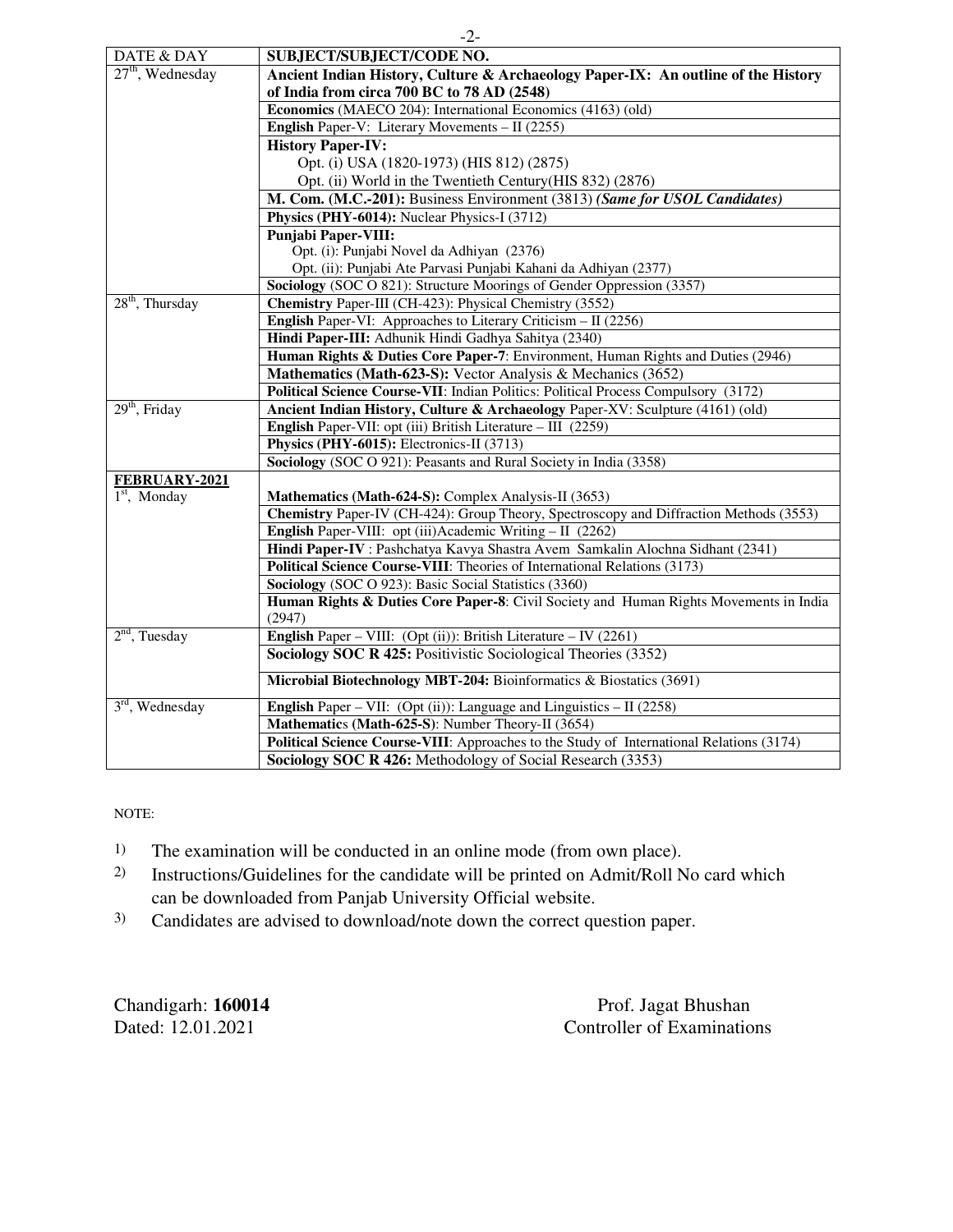| DATE & DAY | SUBJECT/SUBJECT/CODE NO. |
|---|---|
| 27th, Wednesday | **Ancient Indian History, Culture & Archaeology Paper-IX: An outline of the History of India from circa 700 BC to 78 AD (2548)** |
| | **Economics** (MAECO 204): International Economics (4163) (old) |
| | **English** Paper-V: Literary Movements – II (2255) |
| | **History Paper-IV:** Opt. (i) USA (1820-1973) (HIS 812) (2875) Opt. (ii) World in the Twentieth Century(HIS 832) (2876) |
| | **M. Com. (M.C.-201):** Business Environment (3813) ***(Same for USOL Candidates)*** |
| | **Physics (PHY-6014):** Nuclear Physics-I (3712) |
| | **Punjabi Paper-VIII:** Opt. (i): Punjabi Novel da Adhiyan (2376) Opt. (ii): Punjabi Ate Parvasi Punjabi Kahani da Adhiyan (2377) |
| | **Sociology** (SOC O 821): Structure Moorings of Gender Oppression (3357) |
| 28th, Thursday | **Chemistry** Paper-III (CH-423): Physical Chemistry (3552) |
| | **English** Paper-VI: Approaches to Literary Criticism – II (2256) |
| | **Hindi Paper-III:** Adhunik Hindi Gadhya Sahitya (2340) |
| | **Human Rights & Duties Core Paper-7**: Environment, Human Rights and Duties (2946) |
| | **Mathematics (Math-623-S):** Vector Analysis & Mechanics (3652) |
| | **Political Science Course-VII**: Indian Politics: Political Process Compulsory (3172) |
| 29th, Friday | **Ancient Indian History, Culture & Archaeology** Paper-XV: Sculpture (4161) (old) |
| | **English** Paper-VII: opt (iii) British Literature – III (2259) |
| | **Physics (PHY-6015):** Electronics-II (3713) |
| | **Sociology** (SOC O 921): Peasants and Rural Society in India (3358) |
| **FEBRUARY-2021** 1st, Monday | **Mathematics (Math-624-S):** Complex Analysis-II (3653) |
| | **Chemistry** Paper-IV (CH-424): Group Theory, Spectroscopy and Diffraction Methods (3553) |
| | **English** Paper-VIII: opt (iii)Academic Writing – II (2262) |
| | **Hindi Paper-IV** : Pashchatya Kavya Shastra Avem Samkalin Alochna Sidhant (2341) |
| | **Political Science Course-VIII**: Theories of International Relations (3173) |
| | **Sociology** (SOC O 923): Basic Social Statistics (3360) |
| | **Human Rights & Duties Core Paper-8**: Civil Society and Human Rights Movements in India (2947) |
| 2nd, Tuesday | **English** Paper – VIII: (Opt (ii)): British Literature – IV (2261) |
| | **Sociology SOC R 425:** Positivistic Sociological Theories (3352) |
| | **Microbial Biotechnology MBT-204:** Bioinformatics & Biostatics (3691) |
| 3rd, Wednesday | **English** Paper – VII: (Opt (ii)): Language and Linguistics – II (2258) |
| | **Mathematics (Math-625-S)**: Number Theory-II (3654) |
| | **Political Science Course-VIII**: Approaches to the Study of International Relations (3174) |
| | **Sociology SOC R 426:** Methodology of Social Research (3353) |

NOTE:

1) The examination will be conducted in an online mode (from own place).
2) Instructions/Guidelines for the candidate will be printed on Admit/Roll No card which can be downloaded from Panjab University Official website.
3) Candidates are advised to download/note down the correct question paper.

Chandigarh: **160014**
Dated: 12.01.2021

Prof. Jagat Bhushan
Controller of Examinations